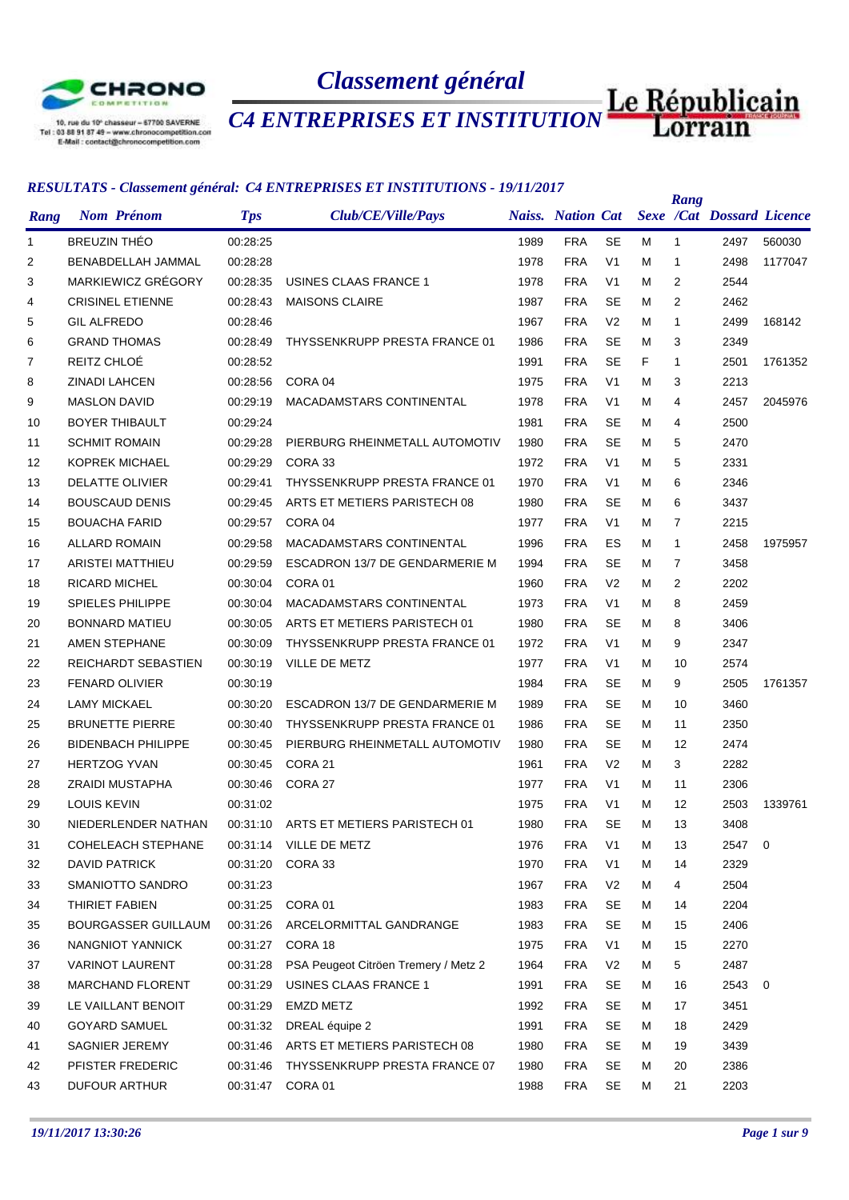# Classement général

## C4 ENTREPRISES ET INSTITUTION

10, rue du 10e chasseur – 67700 SAVERNE
Tel : 03 88 91 87 49 – www.chronocompetition.com
E-Mail : contact@chronocompetition.com

### RESULTATS - Classement général: C4 ENTREPRISES ET INSTITUTIONS - 19/11/2017

| Rang | Nom Prénom | Tps | Club/CE/Ville/Pays | Naiss. | Nation | Cat | Sexe | Rang /Cat | Dossard | Licence |
|---|---|---|---|---|---|---|---|---|---|---|
| 1 | BREUZIN THÉO | 00:28:25 | | 1989 | FRA | SE | M | 1 | 2497 | 560030 |
| 2 | BENABDELLAH JAMMAL | 00:28:28 | | 1978 | FRA | V1 | M | 1 | 2498 | 1177047 |
| 3 | MARKIEWICZ GRÉGORY | 00:28:35 | USINES CLAAS FRANCE 1 | 1978 | FRA | V1 | M | 2 | 2544 | |
| 4 | CRISINEL ETIENNE | 00:28:43 | MAISONS CLAIRE | 1987 | FRA | SE | M | 2 | 2462 | |
| 5 | GIL ALFREDO | 00:28:46 | | 1967 | FRA | V2 | M | 1 | 2499 | 168142 |
| 6 | GRAND THOMAS | 00:28:49 | THYSSENKRUPP PRESTA FRANCE 01 | 1986 | FRA | SE | M | 3 | 2349 | |
| 7 | REITZ CHLOÉ | 00:28:52 | | 1991 | FRA | SE | F | 1 | 2501 | 1761352 |
| 8 | ZINADI LAHCEN | 00:28:56 | CORA 04 | 1975 | FRA | V1 | M | 3 | 2213 | |
| 9 | MASLON DAVID | 00:29:19 | MACADAMSTARS CONTINENTAL | 1978 | FRA | V1 | M | 4 | 2457 | 2045976 |
| 10 | BOYER THIBAULT | 00:29:24 | | 1981 | FRA | SE | M | 4 | 2500 | |
| 11 | SCHMIT ROMAIN | 00:29:28 | PIERBURG RHEINMETALL AUTOMOTIV | 1980 | FRA | SE | M | 5 | 2470 | |
| 12 | KOPREK MICHAEL | 00:29:29 | CORA 33 | 1972 | FRA | V1 | M | 5 | 2331 | |
| 13 | DELATTE OLIVIER | 00:29:41 | THYSSENKRUPP PRESTA FRANCE 01 | 1970 | FRA | V1 | M | 6 | 2346 | |
| 14 | BOUSCAUD DENIS | 00:29:45 | ARTS ET METIERS PARISTECH 08 | 1980 | FRA | SE | M | 6 | 3437 | |
| 15 | BOUACHA FARID | 00:29:57 | CORA 04 | 1977 | FRA | V1 | M | 7 | 2215 | |
| 16 | ALLARD ROMAIN | 00:29:58 | MACADAMSTARS CONTINENTAL | 1996 | FRA | ES | M | 1 | 2458 | 1975957 |
| 17 | ARISTEI MATTHIEU | 00:29:59 | ESCADRON 13/7 DE GENDARMERIE M | 1994 | FRA | SE | M | 7 | 3458 | |
| 18 | RICARD MICHEL | 00:30:04 | CORA 01 | 1960 | FRA | V2 | M | 2 | 2202 | |
| 19 | SPIELES PHILIPPE | 00:30:04 | MACADAMSTARS CONTINENTAL | 1973 | FRA | V1 | M | 8 | 2459 | |
| 20 | BONNARD MATIEU | 00:30:05 | ARTS ET METIERS PARISTECH 01 | 1980 | FRA | SE | M | 8 | 3406 | |
| 21 | AMEN STEPHANE | 00:30:09 | THYSSENKRUPP PRESTA FRANCE 01 | 1972 | FRA | V1 | M | 9 | 2347 | |
| 22 | REICHARDT SEBASTIEN | 00:30:19 | VILLE DE METZ | 1977 | FRA | V1 | M | 10 | 2574 | |
| 23 | FENARD OLIVIER | 00:30:19 | | 1984 | FRA | SE | M | 9 | 2505 | 1761357 |
| 24 | LAMY MICKAEL | 00:30:20 | ESCADRON 13/7 DE GENDARMERIE M | 1989 | FRA | SE | M | 10 | 3460 | |
| 25 | BRUNETTE PIERRE | 00:30:40 | THYSSENKRUPP PRESTA FRANCE 01 | 1986 | FRA | SE | M | 11 | 2350 | |
| 26 | BIDENBACH PHILIPPE | 00:30:45 | PIERBURG RHEINMETALL AUTOMOTIV | 1980 | FRA | SE | M | 12 | 2474 | |
| 27 | HERTZOG YVAN | 00:30:45 | CORA 21 | 1961 | FRA | V2 | M | 3 | 2282 | |
| 28 | ZRAIDI MUSTAPHA | 00:30:46 | CORA 27 | 1977 | FRA | V1 | M | 11 | 2306 | |
| 29 | LOUIS KEVIN | 00:31:02 | | 1975 | FRA | V1 | M | 12 | 2503 | 1339761 |
| 30 | NIEDERLENDER NATHAN | 00:31:10 | ARTS ET METIERS PARISTECH 01 | 1980 | FRA | SE | M | 13 | 3408 | |
| 31 | COHELEACH STEPHANE | 00:31:14 | VILLE DE METZ | 1976 | FRA | V1 | M | 13 | 2547 | 0 |
| 32 | DAVID PATRICK | 00:31:20 | CORA 33 | 1970 | FRA | V1 | M | 14 | 2329 | |
| 33 | SMANIOTTO SANDRO | 00:31:23 | | 1967 | FRA | V2 | M | 4 | 2504 | |
| 34 | THIRIET FABIEN | 00:31:25 | CORA 01 | 1983 | FRA | SE | M | 14 | 2204 | |
| 35 | BOURGASSER GUILLAUM | 00:31:26 | ARCELORMITTAL GANDRANGE | 1983 | FRA | SE | M | 15 | 2406 | |
| 36 | NANGNIOT YANNICK | 00:31:27 | CORA 18 | 1975 | FRA | V1 | M | 15 | 2270 | |
| 37 | VARINOT LAURENT | 00:31:28 | PSA Peugeot Citröen Tremery / Metz 2 | 1964 | FRA | V2 | M | 5 | 2487 | |
| 38 | MARCHAND FLORENT | 00:31:29 | USINES CLAAS FRANCE 1 | 1991 | FRA | SE | M | 16 | 2543 | 0 |
| 39 | LE VAILLANT BENOIT | 00:31:29 | EMZD METZ | 1992 | FRA | SE | M | 17 | 3451 | |
| 40 | GOYARD SAMUEL | 00:31:32 | DREAL équipe 2 | 1991 | FRA | SE | M | 18 | 2429 | |
| 41 | SAGNIER JEREMY | 00:31:46 | ARTS ET METIERS PARISTECH 08 | 1980 | FRA | SE | M | 19 | 3439 | |
| 42 | PFISTER FREDERIC | 00:31:46 | THYSSENKRUPP PRESTA FRANCE 07 | 1980 | FRA | SE | M | 20 | 2386 | |
| 43 | DUFOUR ARTHUR | 00:31:47 | CORA 01 | 1988 | FRA | SE | M | 21 | 2203 | |

*19/11/2017 13:30:26*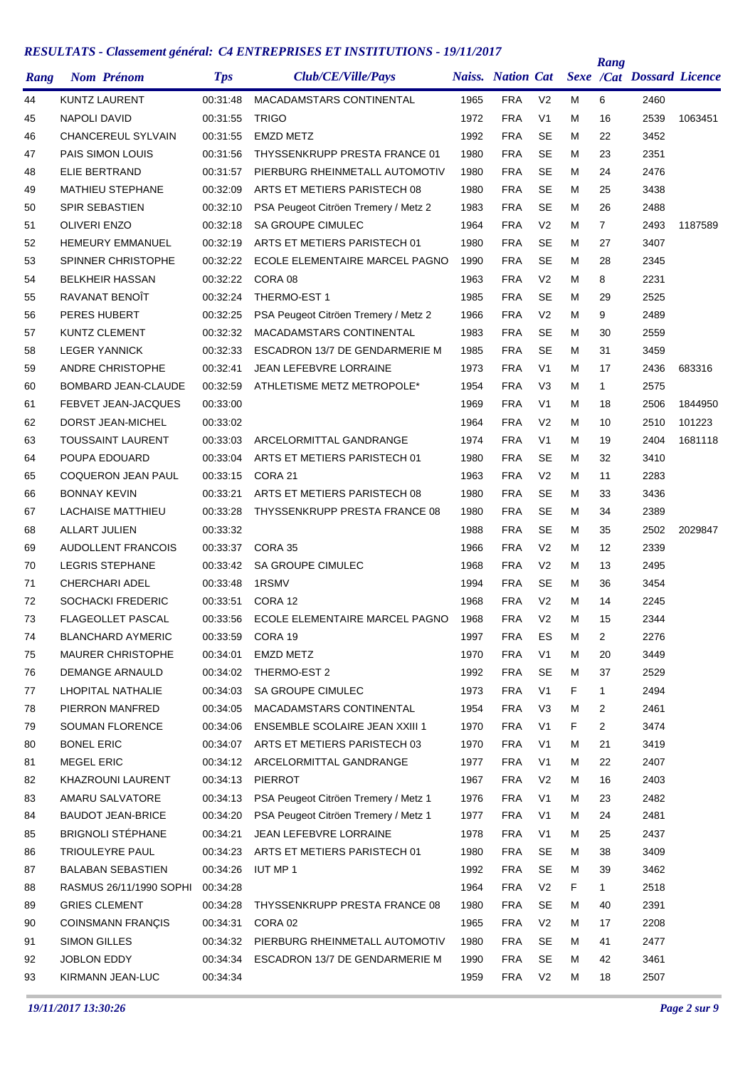## RESULTATS - Classement général: C4 ENTREPRISES ET INSTITUTIONS - 19/11/2017

| Rang | Nom Prénom | Tps | Club/CE/Ville/Pays | Naiss. | Nation | Cat | Sexe | Rang /Cat | Dossard | Licence |
|---|---|---|---|---|---|---|---|---|---|---|
| 44 | KUNTZ LAURENT | 00:31:48 | MACADAMSTARS CONTINENTAL | 1965 | FRA | V2 | M | 6 | 2460 | |
| 45 | NAPOLI DAVID | 00:31:55 | TRIGO | 1972 | FRA | V1 | M | 16 | 2539 | 1063451 |
| 46 | CHANCEREUL SYLVAIN | 00:31:55 | EMZD METZ | 1992 | FRA | SE | M | 22 | 3452 | |
| 47 | PAIS SIMON LOUIS | 00:31:56 | THYSSENKRUPP PRESTA FRANCE 01 | 1980 | FRA | SE | M | 23 | 2351 | |
| 48 | ELIE BERTRAND | 00:31:57 | PIERBURG RHEINMETALL AUTOMOTIV | 1980 | FRA | SE | M | 24 | 2476 | |
| 49 | MATHIEU STEPHANE | 00:32:09 | ARTS ET METIERS PARISTECH 08 | 1980 | FRA | SE | M | 25 | 3438 | |
| 50 | SPIR SEBASTIEN | 00:32:10 | PSA Peugeot Citröen Tremery / Metz 2 | 1983 | FRA | SE | M | 26 | 2488 | |
| 51 | OLIVERI ENZO | 00:32:18 | SA GROUPE CIMULEC | 1964 | FRA | V2 | M | 7 | 2493 | 1187589 |
| 52 | HEMEURY EMMANUEL | 00:32:19 | ARTS ET METIERS PARISTECH 01 | 1980 | FRA | SE | M | 27 | 3407 | |
| 53 | SPINNER CHRISTOPHE | 00:32:22 | ECOLE ELEMENTAIRE MARCEL PAGNO | 1990 | FRA | SE | M | 28 | 2345 | |
| 54 | BELKHEIR HASSAN | 00:32:22 | CORA 08 | 1963 | FRA | V2 | M | 8 | 2231 | |
| 55 | RAVANAT BENOÎT | 00:32:24 | THERMO-EST 1 | 1985 | FRA | SE | M | 29 | 2525 | |
| 56 | PERES HUBERT | 00:32:25 | PSA Peugeot Citröen Tremery / Metz 2 | 1966 | FRA | V2 | M | 9 | 2489 | |
| 57 | KUNTZ CLEMENT | 00:32:32 | MACADAMSTARS CONTINENTAL | 1983 | FRA | SE | M | 30 | 2559 | |
| 58 | LEGER YANNICK | 00:32:33 | ESCADRON 13/7 DE GENDARMERIE M | 1985 | FRA | SE | M | 31 | 3459 | |
| 59 | ANDRE CHRISTOPHE | 00:32:41 | JEAN LEFEBVRE LORRAINE | 1973 | FRA | V1 | M | 17 | 2436 | 683316 |
| 60 | BOMBARD JEAN-CLAUDE | 00:32:59 | ATHLETISME METZ METROPOLE* | 1954 | FRA | V3 | M | 1 | 2575 | |
| 61 | FEBVET JEAN-JACQUES | 00:33:00 | | 1969 | FRA | V1 | M | 18 | 2506 | 1844950 |
| 62 | DORST JEAN-MICHEL | 00:33:02 | | 1964 | FRA | V2 | M | 10 | 2510 | 101223 |
| 63 | TOUSSAINT LAURENT | 00:33:03 | ARCELORMITTAL GANDRANGE | 1974 | FRA | V1 | M | 19 | 2404 | 1681118 |
| 64 | POUPA EDOUARD | 00:33:04 | ARTS ET METIERS PARISTECH 01 | 1980 | FRA | SE | M | 32 | 3410 | |
| 65 | COQUERON JEAN PAUL | 00:33:15 | CORA 21 | 1963 | FRA | V2 | M | 11 | 2283 | |
| 66 | BONNAY KEVIN | 00:33:21 | ARTS ET METIERS PARISTECH 08 | 1980 | FRA | SE | M | 33 | 3436 | |
| 67 | LACHAISE MATTHIEU | 00:33:28 | THYSSENKRUPP PRESTA FRANCE 08 | 1980 | FRA | SE | M | 34 | 2389 | |
| 68 | ALLART JULIEN | 00:33:32 | | 1988 | FRA | SE | M | 35 | 2502 | 2029847 |
| 69 | AUDOLLENT FRANCOIS | 00:33:37 | CORA 35 | 1966 | FRA | V2 | M | 12 | 2339 | |
| 70 | LEGRIS STEPHANE | 00:33:42 | SA GROUPE CIMULEC | 1968 | FRA | V2 | M | 13 | 2495 | |
| 71 | CHERCHARI ADEL | 00:33:48 | 1RSMV | 1994 | FRA | SE | M | 36 | 3454 | |
| 72 | SOCHACKI FREDERIC | 00:33:51 | CORA 12 | 1968 | FRA | V2 | M | 14 | 2245 | |
| 73 | FLAGEOLLET PASCAL | 00:33:56 | ECOLE ELEMENTAIRE MARCEL PAGNO | 1968 | FRA | V2 | M | 15 | 2344 | |
| 74 | BLANCHARD AYMERIC | 00:33:59 | CORA 19 | 1997 | FRA | ES | M | 2 | 2276 | |
| 75 | MAURER CHRISTOPHE | 00:34:01 | EMZD METZ | 1970 | FRA | V1 | M | 20 | 3449 | |
| 76 | DEMANGE ARNAULD | 00:34:02 | THERMO-EST 2 | 1992 | FRA | SE | M | 37 | 2529 | |
| 77 | LHOPITAL NATHALIE | 00:34:03 | SA GROUPE CIMULEC | 1973 | FRA | V1 | F | 1 | 2494 | |
| 78 | PIERRON MANFRED | 00:34:05 | MACADAMSTARS CONTINENTAL | 1954 | FRA | V3 | M | 2 | 2461 | |
| 79 | SOUMAN FLORENCE | 00:34:06 | ENSEMBLE SCOLAIRE JEAN XXIII 1 | 1970 | FRA | V1 | F | 2 | 3474 | |
| 80 | BONEL ERIC | 00:34:07 | ARTS ET METIERS PARISTECH 03 | 1970 | FRA | V1 | M | 21 | 3419 | |
| 81 | MEGEL ERIC | 00:34:12 | ARCELORMITTAL GANDRANGE | 1977 | FRA | V1 | M | 22 | 2407 | |
| 82 | KHAZROUNI LAURENT | 00:34:13 | PIERROT | 1967 | FRA | V2 | M | 16 | 2403 | |
| 83 | AMARU SALVATORE | 00:34:13 | PSA Peugeot Citröen Tremery / Metz 1 | 1976 | FRA | V1 | M | 23 | 2482 | |
| 84 | BAUDOT JEAN-BRICE | 00:34:20 | PSA Peugeot Citröen Tremery / Metz 1 | 1977 | FRA | V1 | M | 24 | 2481 | |
| 85 | BRIGNOLI STÉPHANE | 00:34:21 | JEAN LEFEBVRE LORRAINE | 1978 | FRA | V1 | M | 25 | 2437 | |
| 86 | TRIOULEYRE PAUL | 00:34:23 | ARTS ET METIERS PARISTECH 01 | 1980 | FRA | SE | M | 38 | 3409 | |
| 87 | BALABAN SEBASTIEN | 00:34:26 | IUT MP 1 | 1992 | FRA | SE | M | 39 | 3462 | |
| 88 | RASMUS 26/11/1990 SOPHI | 00:34:28 | | 1964 | FRA | V2 | F | 1 | 2518 | |
| 89 | GRIES CLEMENT | 00:34:28 | THYSSENKRUPP PRESTA FRANCE 08 | 1980 | FRA | SE | M | 40 | 2391 | |
| 90 | COINSMANN FRANÇIS | 00:34:31 | CORA 02 | 1965 | FRA | V2 | M | 17 | 2208 | |
| 91 | SIMON GILLES | 00:34:32 | PIERBURG RHEINMETALL AUTOMOTIV | 1980 | FRA | SE | M | 41 | 2477 | |
| 92 | JOBLON EDDY | 00:34:34 | ESCADRON 13/7 DE GENDARMERIE M | 1990 | FRA | SE | M | 42 | 3461 | |
| 93 | KIRMANN JEAN-LUC | 00:34:34 | | 1959 | FRA | V2 | M | 18 | 2507 | |

*19/11/2017 13:30:26*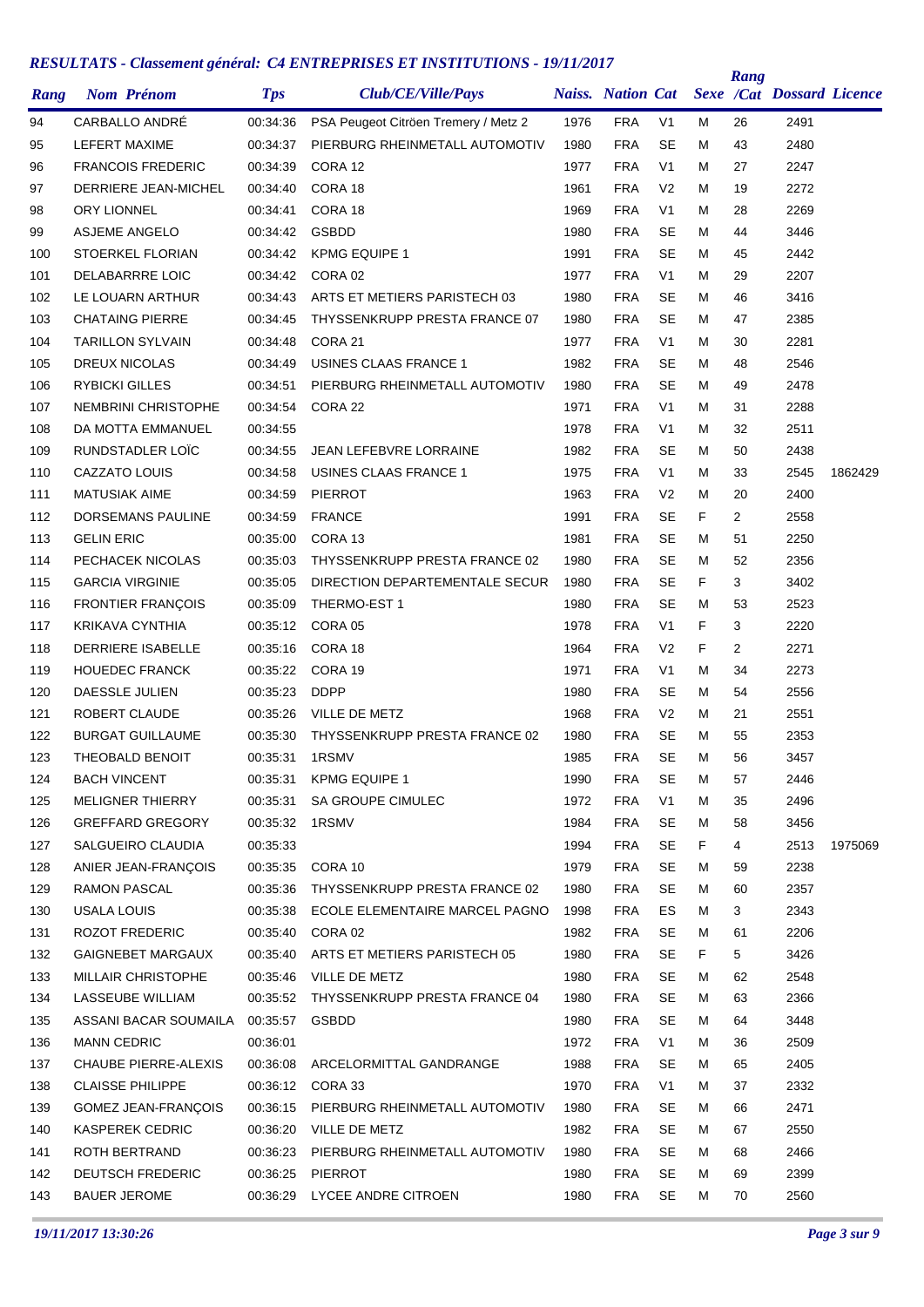## *RESULTATS - Classement général: C4 ENTREPRISES ET INSTITUTIONS - 19/11/2017*

| Rang | Nom Prénom | Tps | Club/CE/Ville/Pays | Naiss. | Nation | Cat | Sexe | Rang /Cat | Dossard | Licence |
|---|---|---|---|---|---|---|---|---|---|---|
| 94 | CARBALLO ANDRÉ | 00:34:36 | PSA Peugeot Citröen Tremery / Metz 2 | 1976 | FRA | V1 | M | 26 | 2491 | |
| 95 | LEFERT MAXIME | 00:34:37 | PIERBURG RHEINMETALL AUTOMOTIV | 1980 | FRA | SE | M | 43 | 2480 | |
| 96 | FRANCOIS FREDERIC | 00:34:39 | CORA 12 | 1977 | FRA | V1 | M | 27 | 2247 | |
| 97 | DERRIERE JEAN-MICHEL | 00:34:40 | CORA 18 | 1961 | FRA | V2 | M | 19 | 2272 | |
| 98 | ORY LIONNEL | 00:34:41 | CORA 18 | 1969 | FRA | V1 | M | 28 | 2269 | |
| 99 | ASJEME ANGELO | 00:34:42 | GSBDD | 1980 | FRA | SE | M | 44 | 3446 | |
| 100 | STOERKEL FLORIAN | 00:34:42 | KPMG EQUIPE 1 | 1991 | FRA | SE | M | 45 | 2442 | |
| 101 | DELABARRRE LOIC | 00:34:42 | CORA 02 | 1977 | FRA | V1 | M | 29 | 2207 | |
| 102 | LE LOUARN ARTHUR | 00:34:43 | ARTS ET METIERS PARISTECH 03 | 1980 | FRA | SE | M | 46 | 3416 | |
| 103 | CHATAING PIERRE | 00:34:45 | THYSSENKRUPP PRESTA FRANCE 07 | 1980 | FRA | SE | M | 47 | 2385 | |
| 104 | TARILLON SYLVAIN | 00:34:48 | CORA 21 | 1977 | FRA | V1 | M | 30 | 2281 | |
| 105 | DREUX NICOLAS | 00:34:49 | USINES CLAAS FRANCE 1 | 1982 | FRA | SE | M | 48 | 2546 | |
| 106 | RYBICKI GILLES | 00:34:51 | PIERBURG RHEINMETALL AUTOMOTIV | 1980 | FRA | SE | M | 49 | 2478 | |
| 107 | NEMBRINI CHRISTOPHE | 00:34:54 | CORA 22 | 1971 | FRA | V1 | M | 31 | 2288 | |
| 108 | DA MOTTA EMMANUEL | 00:34:55 | | 1978 | FRA | V1 | M | 32 | 2511 | |
| 109 | RUNDSTADLER LOÏC | 00:34:55 | JEAN LEFEBVRE LORRAINE | 1982 | FRA | SE | M | 50 | 2438 | |
| 110 | CAZZATO LOUIS | 00:34:58 | USINES CLAAS FRANCE 1 | 1975 | FRA | V1 | M | 33 | 2545 | 1862429 |
| 111 | MATUSIAK AIME | 00:34:59 | PIERROT | 1963 | FRA | V2 | M | 20 | 2400 | |
| 112 | DORSEMANS PAULINE | 00:34:59 | FRANCE | 1991 | FRA | SE | F | 2 | 2558 | |
| 113 | GELIN ERIC | 00:35:00 | CORA 13 | 1981 | FRA | SE | M | 51 | 2250 | |
| 114 | PECHACEK NICOLAS | 00:35:03 | THYSSENKRUPP PRESTA FRANCE 02 | 1980 | FRA | SE | M | 52 | 2356 | |
| 115 | GARCIA VIRGINIE | 00:35:05 | DIRECTION DEPARTEMENTALE SECUR | 1980 | FRA | SE | F | 3 | 3402 | |
| 116 | FRONTIER FRANÇOIS | 00:35:09 | THERMO-EST 1 | 1980 | FRA | SE | M | 53 | 2523 | |
| 117 | KRIKAVA CYNTHIA | 00:35:12 | CORA 05 | 1978 | FRA | V1 | F | 3 | 2220 | |
| 118 | DERRIERE ISABELLE | 00:35:16 | CORA 18 | 1964 | FRA | V2 | F | 2 | 2271 | |
| 119 | HOUEDEC FRANCK | 00:35:22 | CORA 19 | 1971 | FRA | V1 | M | 34 | 2273 | |
| 120 | DAESSLE JULIEN | 00:35:23 | DDPP | 1980 | FRA | SE | M | 54 | 2556 | |
| 121 | ROBERT CLAUDE | 00:35:26 | VILLE DE METZ | 1968 | FRA | V2 | M | 21 | 2551 | |
| 122 | BURGAT GUILLAUME | 00:35:30 | THYSSENKRUPP PRESTA FRANCE 02 | 1980 | FRA | SE | M | 55 | 2353 | |
| 123 | THEOBALD BENOIT | 00:35:31 | 1RSMV | 1985 | FRA | SE | M | 56 | 3457 | |
| 124 | BACH VINCENT | 00:35:31 | KPMG EQUIPE 1 | 1990 | FRA | SE | M | 57 | 2446 | |
| 125 | MELIGNER THIERRY | 00:35:31 | SA GROUPE CIMULEC | 1972 | FRA | V1 | M | 35 | 2496 | |
| 126 | GREFFARD GREGORY | 00:35:32 | 1RSMV | 1984 | FRA | SE | M | 58 | 3456 | |
| 127 | SALGUEIRO CLAUDIA | 00:35:33 | | 1994 | FRA | SE | F | 4 | 2513 | 1975069 |
| 128 | ANIER JEAN-FRANÇOIS | 00:35:35 | CORA 10 | 1979 | FRA | SE | M | 59 | 2238 | |
| 129 | RAMON PASCAL | 00:35:36 | THYSSENKRUPP PRESTA FRANCE 02 | 1980 | FRA | SE | M | 60 | 2357 | |
| 130 | USALA LOUIS | 00:35:38 | ECOLE ELEMENTAIRE MARCEL PAGNO | 1998 | FRA | ES | M | 3 | 2343 | |
| 131 | ROZOT FREDERIC | 00:35:40 | CORA 02 | 1982 | FRA | SE | M | 61 | 2206 | |
| 132 | GAIGNEBET MARGAUX | 00:35:40 | ARTS ET METIERS PARISTECH 05 | 1980 | FRA | SE | F | 5 | 3426 | |
| 133 | MILLAIR CHRISTOPHE | 00:35:46 | VILLE DE METZ | 1980 | FRA | SE | M | 62 | 2548 | |
| 134 | LASSEUBE WILLIAM | 00:35:52 | THYSSENKRUPP PRESTA FRANCE 04 | 1980 | FRA | SE | M | 63 | 2366 | |
| 135 | ASSANI BACAR SOUMAILA | 00:35:57 | GSBDD | 1980 | FRA | SE | M | 64 | 3448 | |
| 136 | MANN CEDRIC | 00:36:01 | | 1972 | FRA | V1 | M | 36 | 2509 | |
| 137 | CHAUBE PIERRE-ALEXIS | 00:36:08 | ARCELORMITTAL GANDRANGE | 1988 | FRA | SE | M | 65 | 2405 | |
| 138 | CLAISSE PHILIPPE | 00:36:12 | CORA 33 | 1970 | FRA | V1 | M | 37 | 2332 | |
| 139 | GOMEZ JEAN-FRANÇOIS | 00:36:15 | PIERBURG RHEINMETALL AUTOMOTIV | 1980 | FRA | SE | M | 66 | 2471 | |
| 140 | KASPEREK CEDRIC | 00:36:20 | VILLE DE METZ | 1982 | FRA | SE | M | 67 | 2550 | |
| 141 | ROTH BERTRAND | 00:36:23 | PIERBURG RHEINMETALL AUTOMOTIV | 1980 | FRA | SE | M | 68 | 2466 | |
| 142 | DEUTSCH FREDERIC | 00:36:25 | PIERROT | 1980 | FRA | SE | M | 69 | 2399 | |
| 143 | BAUER JEROME | 00:36:29 | LYCEE ANDRE CITROEN | 1980 | FRA | SE | M | 70 | 2560 | |

*19/11/2017 13:30:26*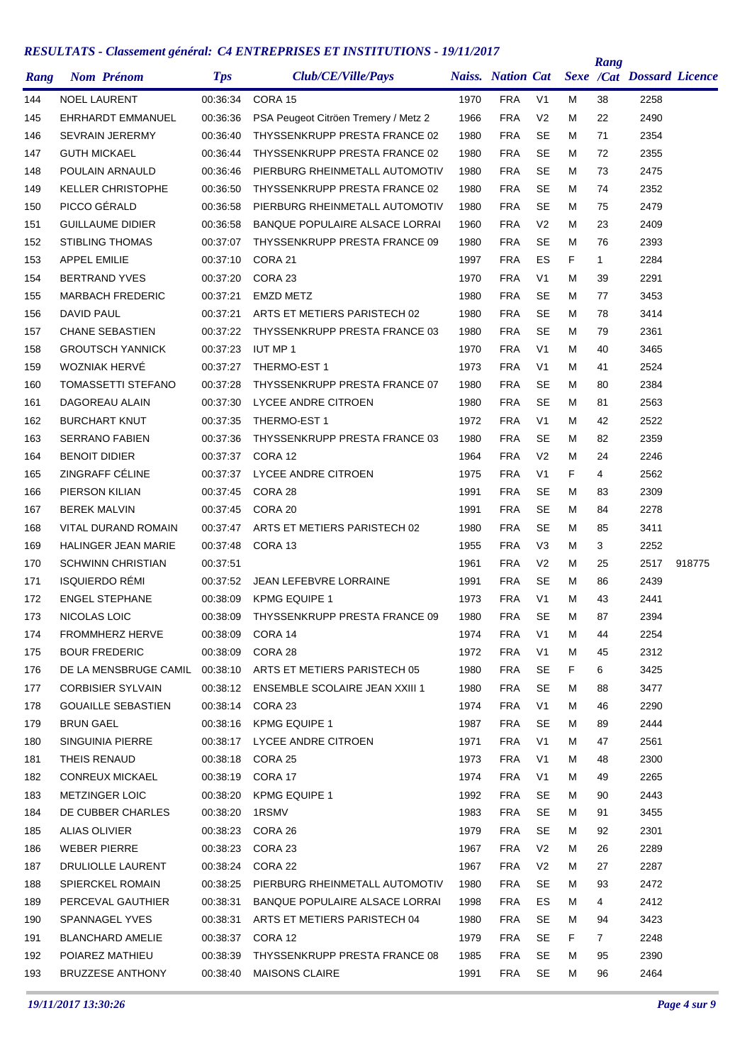## RESULTATS - Classement général: C4 ENTREPRISES ET INSTITUTIONS - 19/11/2017

| Rang | Nom Prénom | Tps | Club/CE/Ville/Pays | Naiss. | Nation | Cat | Sexe | Rang /Cat | Dossard | Licence |
|---|---|---|---|---|---|---|---|---|---|---|
| 144 | NOEL LAURENT | 00:36:34 | CORA 15 | 1970 | FRA | V1 | M | 38 | 2258 | |
| 145 | EHRHARDT EMMANUEL | 00:36:36 | PSA Peugeot Citröen Tremery / Metz 2 | 1966 | FRA | V2 | M | 22 | 2490 | |
| 146 | SEVRAIN JERERMY | 00:36:40 | THYSSENKRUPP PRESTA FRANCE 02 | 1980 | FRA | SE | M | 71 | 2354 | |
| 147 | GUTH MICKAEL | 00:36:44 | THYSSENKRUPP PRESTA FRANCE 02 | 1980 | FRA | SE | M | 72 | 2355 | |
| 148 | POULAIN ARNAULD | 00:36:46 | PIERBURG RHEINMETALL AUTOMOTIV | 1980 | FRA | SE | M | 73 | 2475 | |
| 149 | KELLER CHRISTOPHE | 00:36:50 | THYSSENKRUPP PRESTA FRANCE 02 | 1980 | FRA | SE | M | 74 | 2352 | |
| 150 | PICCO GÉRALD | 00:36:58 | PIERBURG RHEINMETALL AUTOMOTIV | 1980 | FRA | SE | M | 75 | 2479 | |
| 151 | GUILLAUME DIDIER | 00:36:58 | BANQUE POPULAIRE ALSACE LORRAI | 1960 | FRA | V2 | M | 23 | 2409 | |
| 152 | STIBLING THOMAS | 00:37:07 | THYSSENKRUPP PRESTA FRANCE 09 | 1980 | FRA | SE | M | 76 | 2393 | |
| 153 | APPEL EMILIE | 00:37:10 | CORA 21 | 1997 | FRA | ES | F | 1 | 2284 | |
| 154 | BERTRAND YVES | 00:37:20 | CORA 23 | 1970 | FRA | V1 | M | 39 | 2291 | |
| 155 | MARBACH FREDERIC | 00:37:21 | EMZD METZ | 1980 | FRA | SE | M | 77 | 3453 | |
| 156 | DAVID PAUL | 00:37:21 | ARTS ET METIERS PARISTECH 02 | 1980 | FRA | SE | M | 78 | 3414 | |
| 157 | CHANE SEBASTIEN | 00:37:22 | THYSSENKRUPP PRESTA FRANCE 03 | 1980 | FRA | SE | M | 79 | 2361 | |
| 158 | GROUTSCH YANNICK | 00:37:23 | IUT MP 1 | 1970 | FRA | V1 | M | 40 | 3465 | |
| 159 | WOZNIAK HERVÉ | 00:37:27 | THERMO-EST 1 | 1973 | FRA | V1 | M | 41 | 2524 | |
| 160 | TOMASSETTI STEFANO | 00:37:28 | THYSSENKRUPP PRESTA FRANCE 07 | 1980 | FRA | SE | M | 80 | 2384 | |
| 161 | DAGOREAU ALAIN | 00:37:30 | LYCEE ANDRE CITROEN | 1980 | FRA | SE | M | 81 | 2563 | |
| 162 | BURCHART KNUT | 00:37:35 | THERMO-EST 1 | 1972 | FRA | V1 | M | 42 | 2522 | |
| 163 | SERRANO FABIEN | 00:37:36 | THYSSENKRUPP PRESTA FRANCE 03 | 1980 | FRA | SE | M | 82 | 2359 | |
| 164 | BENOIT DIDIER | 00:37:37 | CORA 12 | 1964 | FRA | V2 | M | 24 | 2246 | |
| 165 | ZINGRAFF CÉLINE | 00:37:37 | LYCEE ANDRE CITROEN | 1975 | FRA | V1 | F | 4 | 2562 | |
| 166 | PIERSON KILIAN | 00:37:45 | CORA 28 | 1991 | FRA | SE | M | 83 | 2309 | |
| 167 | BEREK MALVIN | 00:37:45 | CORA 20 | 1991 | FRA | SE | M | 84 | 2278 | |
| 168 | VITAL DURAND ROMAIN | 00:37:47 | ARTS ET METIERS PARISTECH 02 | 1980 | FRA | SE | M | 85 | 3411 | |
| 169 | HALINGER JEAN MARIE | 00:37:48 | CORA 13 | 1955 | FRA | V3 | M | 3 | 2252 | |
| 170 | SCHWINN CHRISTIAN | 00:37:51 | | 1961 | FRA | V2 | M | 25 | 2517 | 918775 |
| 171 | ISQUIERDO RÉMI | 00:37:52 | JEAN LEFEBVRE LORRAINE | 1991 | FRA | SE | M | 86 | 2439 | |
| 172 | ENGEL STEPHANE | 00:38:09 | KPMG EQUIPE 1 | 1973 | FRA | V1 | M | 43 | 2441 | |
| 173 | NICOLAS LOIC | 00:38:09 | THYSSENKRUPP PRESTA FRANCE 09 | 1980 | FRA | SE | M | 87 | 2394 | |
| 174 | FROMMHERZ HERVE | 00:38:09 | CORA 14 | 1974 | FRA | V1 | M | 44 | 2254 | |
| 175 | BOUR FREDERIC | 00:38:09 | CORA 28 | 1972 | FRA | V1 | M | 45 | 2312 | |
| 176 | DE LA MENSBRUGE CAMIL | 00:38:10 | ARTS ET METIERS PARISTECH 05 | 1980 | FRA | SE | F | 6 | 3425 | |
| 177 | CORBISIER SYLVAIN | 00:38:12 | ENSEMBLE SCOLAIRE JEAN XXIII 1 | 1980 | FRA | SE | M | 88 | 3477 | |
| 178 | GOUAILLE SEBASTIEN | 00:38:14 | CORA 23 | 1974 | FRA | V1 | M | 46 | 2290 | |
| 179 | BRUN GAEL | 00:38:16 | KPMG EQUIPE 1 | 1987 | FRA | SE | M | 89 | 2444 | |
| 180 | SINGUINIA PIERRE | 00:38:17 | LYCEE ANDRE CITROEN | 1971 | FRA | V1 | M | 47 | 2561 | |
| 181 | THEIS RENAUD | 00:38:18 | CORA 25 | 1973 | FRA | V1 | M | 48 | 2300 | |
| 182 | CONREUX MICKAEL | 00:38:19 | CORA 17 | 1974 | FRA | V1 | M | 49 | 2265 | |
| 183 | METZINGER LOIC | 00:38:20 | KPMG EQUIPE 1 | 1992 | FRA | SE | M | 90 | 2443 | |
| 184 | DE CUBBER CHARLES | 00:38:20 | 1RSMV | 1983 | FRA | SE | M | 91 | 3455 | |
| 185 | ALIAS OLIVIER | 00:38:23 | CORA 26 | 1979 | FRA | SE | M | 92 | 2301 | |
| 186 | WEBER PIERRE | 00:38:23 | CORA 23 | 1967 | FRA | V2 | M | 26 | 2289 | |
| 187 | DRULIOLLE LAURENT | 00:38:24 | CORA 22 | 1967 | FRA | V2 | M | 27 | 2287 | |
| 188 | SPIERCKEL ROMAIN | 00:38:25 | PIERBURG RHEINMETALL AUTOMOTIV | 1980 | FRA | SE | M | 93 | 2472 | |
| 189 | PERCEVAL GAUTHIER | 00:38:31 | BANQUE POPULAIRE ALSACE LORRAI | 1998 | FRA | ES | M | 4 | 2412 | |
| 190 | SPANNAGEL YVES | 00:38:31 | ARTS ET METIERS PARISTECH 04 | 1980 | FRA | SE | M | 94 | 3423 | |
| 191 | BLANCHARD AMELIE | 00:38:37 | CORA 12 | 1979 | FRA | SE | F | 7 | 2248 | |
| 192 | POIAREZ MATHIEU | 00:38:39 | THYSSENKRUPP PRESTA FRANCE 08 | 1985 | FRA | SE | M | 95 | 2390 | |
| 193 | BRUZZESE ANTHONY | 00:38:40 | MAISONS CLAIRE | 1991 | FRA | SE | M | 96 | 2464 | |

*19/11/2017 13:30:26*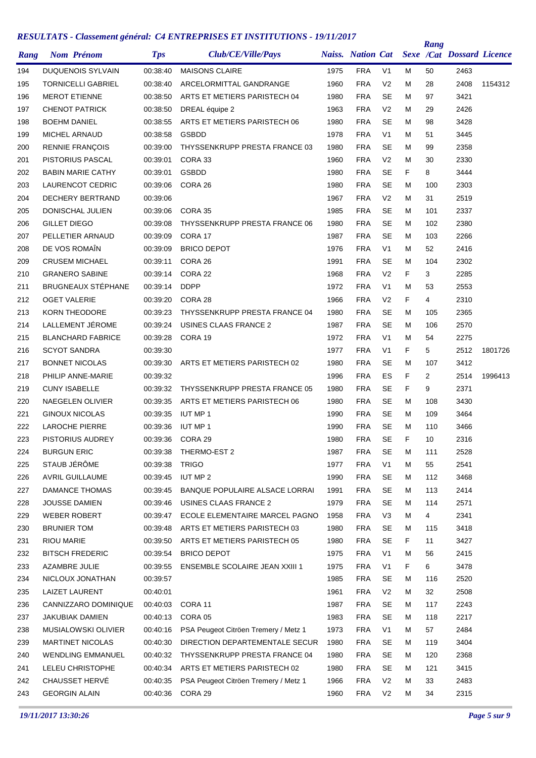## *RESULTATS - Classement général: C4 ENTREPRISES ET INSTITUTIONS - 19/11/2017*

| Rang | Nom Prénom | Tps | Club/CE/Ville/Pays | Naiss. | Nation | Cat | Sexe | Rang /Cat | Dossard | Licence |
|---|---|---|---|---|---|---|---|---|---|---|
| 194 | DUQUENOIS SYLVAIN | 00:38:40 | MAISONS CLAIRE | 1975 | FRA | V1 | M | 50 | 2463 | |
| 195 | TORNICELLI GABRIEL | 00:38:40 | ARCELORMITTAL GANDRANGE | 1960 | FRA | V2 | M | 28 | 2408 | 1154312 |
| 196 | MEROT ETIENNE | 00:38:50 | ARTS ET METIERS PARISTECH 04 | 1980 | FRA | SE | M | 97 | 3421 | |
| 197 | CHENOT PATRICK | 00:38:50 | DREAL équipe 2 | 1963 | FRA | V2 | M | 29 | 2426 | |
| 198 | BOEHM DANIEL | 00:38:55 | ARTS ET METIERS PARISTECH 06 | 1980 | FRA | SE | M | 98 | 3428 | |
| 199 | MICHEL ARNAUD | 00:38:58 | GSBDD | 1978 | FRA | V1 | M | 51 | 3445 | |
| 200 | RENNIE FRANÇOIS | 00:39:00 | THYSSENKRUPP PRESTA FRANCE 03 | 1980 | FRA | SE | M | 99 | 2358 | |
| 201 | PISTORIUS PASCAL | 00:39:01 | CORA 33 | 1960 | FRA | V2 | M | 30 | 2330 | |
| 202 | BABIN MARIE CATHY | 00:39:01 | GSBDD | 1980 | FRA | SE | F | 8 | 3444 | |
| 203 | LAURENCOT CEDRIC | 00:39:06 | CORA 26 | 1980 | FRA | SE | M | 100 | 2303 | |
| 204 | DECHERY BERTRAND | 00:39:06 | | 1967 | FRA | V2 | M | 31 | 2519 | |
| 205 | DONISCHAL JULIEN | 00:39:06 | CORA 35 | 1985 | FRA | SE | M | 101 | 2337 | |
| 206 | GILLET DIEGO | 00:39:08 | THYSSENKRUPP PRESTA FRANCE 06 | 1980 | FRA | SE | M | 102 | 2380 | |
| 207 | PELLETIER ARNAUD | 00:39:09 | CORA 17 | 1987 | FRA | SE | M | 103 | 2266 | |
| 208 | DE VOS ROMAÎN | 00:39:09 | BRICO DEPOT | 1976 | FRA | V1 | M | 52 | 2416 | |
| 209 | CRUSEM MICHAEL | 00:39:11 | CORA 26 | 1991 | FRA | SE | M | 104 | 2302 | |
| 210 | GRANERO SABINE | 00:39:14 | CORA 22 | 1968 | FRA | V2 | F | 3 | 2285 | |
| 211 | BRUGNEAUX STÉPHANE | 00:39:14 | DDPP | 1972 | FRA | V1 | M | 53 | 2553 | |
| 212 | OGET VALERIE | 00:39:20 | CORA 28 | 1966 | FRA | V2 | F | 4 | 2310 | |
| 213 | KORN THEODORE | 00:39:23 | THYSSENKRUPP PRESTA FRANCE 04 | 1980 | FRA | SE | M | 105 | 2365 | |
| 214 | LALLEMENT JÉROME | 00:39:24 | USINES CLAAS FRANCE 2 | 1987 | FRA | SE | M | 106 | 2570 | |
| 215 | BLANCHARD FABRICE | 00:39:28 | CORA 19 | 1972 | FRA | V1 | M | 54 | 2275 | |
| 216 | SCYOT SANDRA | 00:39:30 | | 1977 | FRA | V1 | F | 5 | 2512 | 1801726 |
| 217 | BONNET NICOLAS | 00:39:30 | ARTS ET METIERS PARISTECH 02 | 1980 | FRA | SE | M | 107 | 3412 | |
| 218 | PHILIP ANNE-MARIE | 00:39:32 | | 1996 | FRA | ES | F | 2 | 2514 | 1996413 |
| 219 | CUNY ISABELLE | 00:39:32 | THYSSENKRUPP PRESTA FRANCE 05 | 1980 | FRA | SE | F | 9 | 2371 | |
| 220 | NAEGELEN OLIVIER | 00:39:35 | ARTS ET METIERS PARISTECH 06 | 1980 | FRA | SE | M | 108 | 3430 | |
| 221 | GINOUX NICOLAS | 00:39:35 | IUT MP 1 | 1990 | FRA | SE | M | 109 | 3464 | |
| 222 | LAROCHE PIERRE | 00:39:36 | IUT MP 1 | 1990 | FRA | SE | M | 110 | 3466 | |
| 223 | PISTORIUS AUDREY | 00:39:36 | CORA 29 | 1980 | FRA | SE | F | 10 | 2316 | |
| 224 | BURGUN ERIC | 00:39:38 | THERMO-EST 2 | 1987 | FRA | SE | M | 111 | 2528 | |
| 225 | STAUB JÉRÔME | 00:39:38 | TRIGO | 1977 | FRA | V1 | M | 55 | 2541 | |
| 226 | AVRIL GUILLAUME | 00:39:45 | IUT MP 2 | 1990 | FRA | SE | M | 112 | 3468 | |
| 227 | DAMANCE THOMAS | 00:39:45 | BANQUE POPULAIRE ALSACE LORRAI | 1991 | FRA | SE | M | 113 | 2414 | |
| 228 | JOUSSE DAMIEN | 00:39:46 | USINES CLAAS FRANCE 2 | 1979 | FRA | SE | M | 114 | 2571 | |
| 229 | WEBER ROBERT | 00:39:47 | ECOLE ELEMENTAIRE MARCEL PAGNO | 1958 | FRA | V3 | M | 4 | 2341 | |
| 230 | BRUNIER TOM | 00:39:48 | ARTS ET METIERS PARISTECH 03 | 1980 | FRA | SE | M | 115 | 3418 | |
| 231 | RIOU MARIE | 00:39:50 | ARTS ET METIERS PARISTECH 05 | 1980 | FRA | SE | F | 11 | 3427 | |
| 232 | BITSCH FREDERIC | 00:39:54 | BRICO DEPOT | 1975 | FRA | V1 | M | 56 | 2415 | |
| 233 | AZAMBRE JULIE | 00:39:55 | ENSEMBLE SCOLAIRE JEAN XXIII 1 | 1975 | FRA | V1 | F | 6 | 3478 | |
| 234 | NICLOUX JONATHAN | 00:39:57 | | 1985 | FRA | SE | M | 116 | 2520 | |
| 235 | LAIZET LAURENT | 00:40:01 | | 1961 | FRA | V2 | M | 32 | 2508 | |
| 236 | CANNIZZARO DOMINIQUE | 00:40:03 | CORA 11 | 1987 | FRA | SE | M | 117 | 2243 | |
| 237 | JAKUBIAK DAMIEN | 00:40:13 | CORA 05 | 1983 | FRA | SE | M | 118 | 2217 | |
| 238 | MUSIALOWSKI OLIVIER | 00:40:16 | PSA Peugeot Citröen Tremery / Metz 1 | 1973 | FRA | V1 | M | 57 | 2484 | |
| 239 | MARTINET NICOLAS | 00:40:30 | DIRECTION DEPARTEMENTALE SECUR | 1980 | FRA | SE | M | 119 | 3404 | |
| 240 | WENDLING EMMANUEL | 00:40:32 | THYSSENKRUPP PRESTA FRANCE 04 | 1980 | FRA | SE | M | 120 | 2368 | |
| 241 | LELEU CHRISTOPHE | 00:40:34 | ARTS ET METIERS PARISTECH 02 | 1980 | FRA | SE | M | 121 | 3415 | |
| 242 | CHAUSSET HERVÉ | 00:40:35 | PSA Peugeot Citröen Tremery / Metz 1 | 1966 | FRA | V2 | M | 33 | 2483 | |
| 243 | GEORGIN ALAIN | 00:40:36 | CORA 29 | 1960 | FRA | V2 | M | 34 | 2315 | |

*19/11/2017 13:30:26*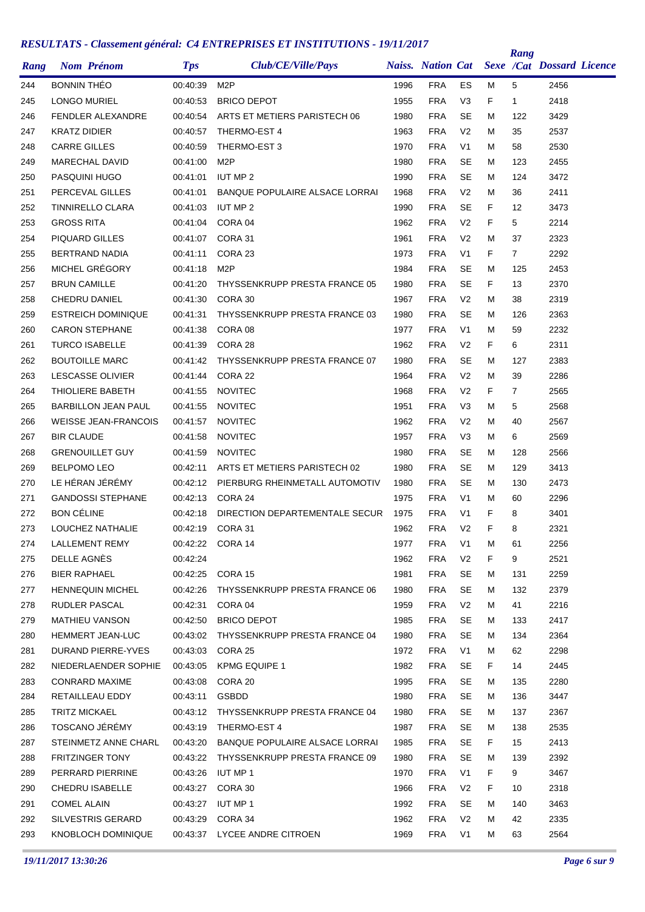## RESULTATS - Classement général: C4 ENTREPRISES ET INSTITUTIONS - 19/11/2017

| Rang | Nom Prénom | Tps | Club/CE/Ville/Pays | Naiss. | Nation | Cat | Sexe | Rang /Cat | Dossard | Licence |
|---|---|---|---|---|---|---|---|---|---|---|
| 244 | BONNIN THÉO | 00:40:39 | M2P | 1996 | FRA | ES | M | 5 | 2456 | |
| 245 | LONGO MURIEL | 00:40:53 | BRICO DEPOT | 1955 | FRA | V3 | F | 1 | 2418 | |
| 246 | FENDLER ALEXANDRE | 00:40:54 | ARTS ET METIERS PARISTECH 06 | 1980 | FRA | SE | M | 122 | 3429 | |
| 247 | KRATZ DIDIER | 00:40:57 | THERMO-EST 4 | 1963 | FRA | V2 | M | 35 | 2537 | |
| 248 | CARRE GILLES | 00:40:59 | THERMO-EST 3 | 1970 | FRA | V1 | M | 58 | 2530 | |
| 249 | MARECHAL DAVID | 00:41:00 | M2P | 1980 | FRA | SE | M | 123 | 2455 | |
| 250 | PASQUINI HUGO | 00:41:01 | IUT MP 2 | 1990 | FRA | SE | M | 124 | 3472 | |
| 251 | PERCEVAL GILLES | 00:41:01 | BANQUE POPULAIRE ALSACE LORRAI | 1968 | FRA | V2 | M | 36 | 2411 | |
| 252 | TINNIRELLO CLARA | 00:41:03 | IUT MP 2 | 1990 | FRA | SE | F | 12 | 3473 | |
| 253 | GROSS RITA | 00:41:04 | CORA 04 | 1962 | FRA | V2 | F | 5 | 2214 | |
| 254 | PIQUARD GILLES | 00:41:07 | CORA 31 | 1961 | FRA | V2 | M | 37 | 2323 | |
| 255 | BERTRAND NADIA | 00:41:11 | CORA 23 | 1973 | FRA | V1 | F | 7 | 2292 | |
| 256 | MICHEL GRÉGORY | 00:41:18 | M2P | 1984 | FRA | SE | M | 125 | 2453 | |
| 257 | BRUN CAMILLE | 00:41:20 | THYSSENKRUPP PRESTA FRANCE 05 | 1980 | FRA | SE | F | 13 | 2370 | |
| 258 | CHEDRU DANIEL | 00:41:30 | CORA 30 | 1967 | FRA | V2 | M | 38 | 2319 | |
| 259 | ESTREICH DOMINIQUE | 00:41:31 | THYSSENKRUPP PRESTA FRANCE 03 | 1980 | FRA | SE | M | 126 | 2363 | |
| 260 | CARON STEPHANE | 00:41:38 | CORA 08 | 1977 | FRA | V1 | M | 59 | 2232 | |
| 261 | TURCO ISABELLE | 00:41:39 | CORA 28 | 1962 | FRA | V2 | F | 6 | 2311 | |
| 262 | BOUTOILLE MARC | 00:41:42 | THYSSENKRUPP PRESTA FRANCE 07 | 1980 | FRA | SE | M | 127 | 2383 | |
| 263 | LESCASSE OLIVIER | 00:41:44 | CORA 22 | 1964 | FRA | V2 | M | 39 | 2286 | |
| 264 | THIOLIERE BABETH | 00:41:55 | NOVITEC | 1968 | FRA | V2 | F | 7 | 2565 | |
| 265 | BARBILLON JEAN PAUL | 00:41:55 | NOVITEC | 1951 | FRA | V3 | M | 5 | 2568 | |
| 266 | WEISSE JEAN-FRANCOIS | 00:41:57 | NOVITEC | 1962 | FRA | V2 | M | 40 | 2567 | |
| 267 | BIR CLAUDE | 00:41:58 | NOVITEC | 1957 | FRA | V3 | M | 6 | 2569 | |
| 268 | GRENOUILLET GUY | 00:41:59 | NOVITEC | 1980 | FRA | SE | M | 128 | 2566 | |
| 269 | BELPOMO LEO | 00:42:11 | ARTS ET METIERS PARISTECH 02 | 1980 | FRA | SE | M | 129 | 3413 | |
| 270 | LE HÉRAN JÉRÉMY | 00:42:12 | PIERBURG RHEINMETALL AUTOMOTIV | 1980 | FRA | SE | M | 130 | 2473 | |
| 271 | GANDOSSI STEPHANE | 00:42:13 | CORA 24 | 1975 | FRA | V1 | M | 60 | 2296 | |
| 272 | BON CÉLINE | 00:42:18 | DIRECTION DEPARTEMENTALE SECUR | 1975 | FRA | V1 | F | 8 | 3401 | |
| 273 | LOUCHEZ NATHALIE | 00:42:19 | CORA 31 | 1962 | FRA | V2 | F | 8 | 2321 | |
| 274 | LALLEMENT REMY | 00:42:22 | CORA 14 | 1977 | FRA | V1 | M | 61 | 2256 | |
| 275 | DELLE AGNÈS | 00:42:24 | | 1962 | FRA | V2 | F | 9 | 2521 | |
| 276 | BIER RAPHAEL | 00:42:25 | CORA 15 | 1981 | FRA | SE | M | 131 | 2259 | |
| 277 | HENNEQUIN MICHEL | 00:42:26 | THYSSENKRUPP PRESTA FRANCE 06 | 1980 | FRA | SE | M | 132 | 2379 | |
| 278 | RUDLER PASCAL | 00:42:31 | CORA 04 | 1959 | FRA | V2 | M | 41 | 2216 | |
| 279 | MATHIEU VANSON | 00:42:50 | BRICO DEPOT | 1985 | FRA | SE | M | 133 | 2417 | |
| 280 | HEMMERT JEAN-LUC | 00:43:02 | THYSSENKRUPP PRESTA FRANCE 04 | 1980 | FRA | SE | M | 134 | 2364 | |
| 281 | DURAND PIERRE-YVES | 00:43:03 | CORA 25 | 1972 | FRA | V1 | M | 62 | 2298 | |
| 282 | NIEDERLAENDER SOPHIE | 00:43:05 | KPMG EQUIPE 1 | 1982 | FRA | SE | F | 14 | 2445 | |
| 283 | CONRARD MAXIME | 00:43:08 | CORA 20 | 1995 | FRA | SE | M | 135 | 2280 | |
| 284 | RETAILLEAU EDDY | 00:43:11 | GSBDD | 1980 | FRA | SE | M | 136 | 3447 | |
| 285 | TRITZ MICKAEL | 00:43:12 | THYSSENKRUPP PRESTA FRANCE 04 | 1980 | FRA | SE | M | 137 | 2367 | |
| 286 | TOSCANO JÉRÉMY | 00:43:19 | THERMO-EST 4 | 1987 | FRA | SE | M | 138 | 2535 | |
| 287 | STEINMETZ ANNE CHARL | 00:43:20 | BANQUE POPULAIRE ALSACE LORRAI | 1985 | FRA | SE | F | 15 | 2413 | |
| 288 | FRITZINGER TONY | 00:43:22 | THYSSENKRUPP PRESTA FRANCE 09 | 1980 | FRA | SE | M | 139 | 2392 | |
| 289 | PERRARD PIERRINE | 00:43:26 | IUT MP 1 | 1970 | FRA | V1 | F | 9 | 3467 | |
| 290 | CHEDRU ISABELLE | 00:43:27 | CORA 30 | 1966 | FRA | V2 | F | 10 | 2318 | |
| 291 | COMEL ALAIN | 00:43:27 | IUT MP 1 | 1992 | FRA | SE | M | 140 | 3463 | |
| 292 | SILVESTRIS GERARD | 00:43:29 | CORA 34 | 1962 | FRA | V2 | M | 42 | 2335 | |
| 293 | KNOBLOCH DOMINIQUE | 00:43:37 | LYCEE ANDRE CITROEN | 1969 | FRA | V1 | M | 63 | 2564 | |

*19/11/2017 13:30:26*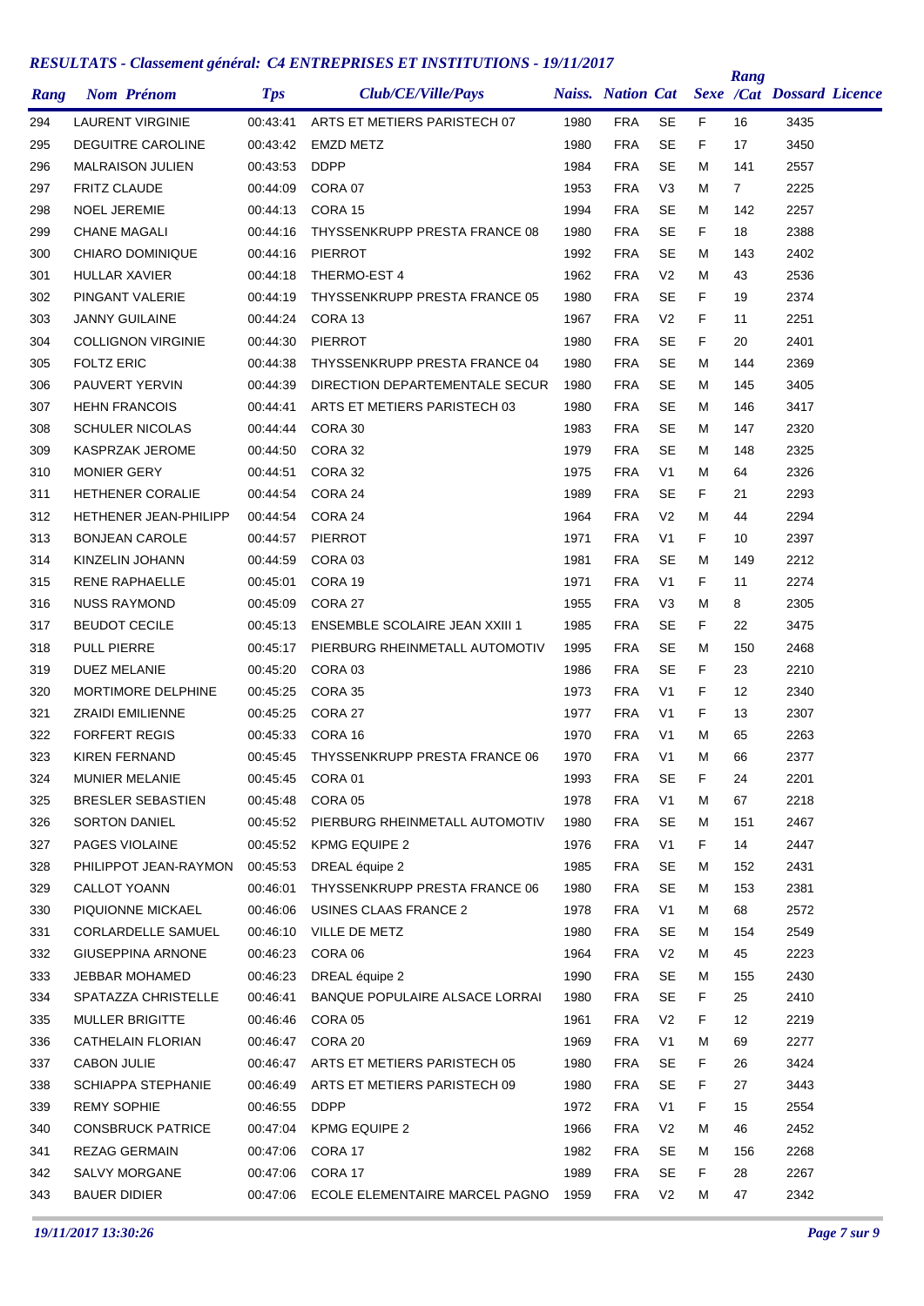# RESULTATS - Classement général: C4 ENTREPRISES ET INSTITUTIONS - 19/11/2017

| Rang | Nom Prénom | Tps | Club/CE/Ville/Pays | Naiss. | Nation | Cat | Sexe | Rang /Cat | Dossard | Licence |
|---|---|---|---|---|---|---|---|---|---|---|
| 294 | LAURENT VIRGINIE | 00:43:41 | ARTS ET METIERS PARISTECH 07 | 1980 | FRA | SE | F | 16 | 3435 | |
| 295 | DEGUITRE CAROLINE | 00:43:42 | EMZD METZ | 1980 | FRA | SE | F | 17 | 3450 | |
| 296 | MALRAISON JULIEN | 00:43:53 | DDPP | 1984 | FRA | SE | M | 141 | 2557 | |
| 297 | FRITZ CLAUDE | 00:44:09 | CORA 07 | 1953 | FRA | V3 | M | 7 | 2225 | |
| 298 | NOEL JEREMIE | 00:44:13 | CORA 15 | 1994 | FRA | SE | M | 142 | 2257 | |
| 299 | CHANE MAGALI | 00:44:16 | THYSSENKRUPP PRESTA FRANCE 08 | 1980 | FRA | SE | F | 18 | 2388 | |
| 300 | CHIARO DOMINIQUE | 00:44:16 | PIERROT | 1992 | FRA | SE | M | 143 | 2402 | |
| 301 | HULLAR XAVIER | 00:44:18 | THERMO-EST 4 | 1962 | FRA | V2 | M | 43 | 2536 | |
| 302 | PINGANT VALERIE | 00:44:19 | THYSSENKRUPP PRESTA FRANCE 05 | 1980 | FRA | SE | F | 19 | 2374 | |
| 303 | JANNY GUILAINE | 00:44:24 | CORA 13 | 1967 | FRA | V2 | F | 11 | 2251 | |
| 304 | COLLIGNON VIRGINIE | 00:44:30 | PIERROT | 1980 | FRA | SE | F | 20 | 2401 | |
| 305 | FOLTZ ERIC | 00:44:38 | THYSSENKRUPP PRESTA FRANCE 04 | 1980 | FRA | SE | M | 144 | 2369 | |
| 306 | PAUVERT YERVIN | 00:44:39 | DIRECTION DEPARTEMENTALE SECUR | 1980 | FRA | SE | M | 145 | 3405 | |
| 307 | HEHN FRANCOIS | 00:44:41 | ARTS ET METIERS PARISTECH 03 | 1980 | FRA | SE | M | 146 | 3417 | |
| 308 | SCHULER NICOLAS | 00:44:44 | CORA 30 | 1983 | FRA | SE | M | 147 | 2320 | |
| 309 | KASPRZAK JEROME | 00:44:50 | CORA 32 | 1979 | FRA | SE | M | 148 | 2325 | |
| 310 | MONIER GERY | 00:44:51 | CORA 32 | 1975 | FRA | V1 | M | 64 | 2326 | |
| 311 | HETHENER CORALIE | 00:44:54 | CORA 24 | 1989 | FRA | SE | F | 21 | 2293 | |
| 312 | HETHENER JEAN-PHILIPP | 00:44:54 | CORA 24 | 1964 | FRA | V2 | M | 44 | 2294 | |
| 313 | BONJEAN CAROLE | 00:44:57 | PIERROT | 1971 | FRA | V1 | F | 10 | 2397 | |
| 314 | KINZELIN JOHANN | 00:44:59 | CORA 03 | 1981 | FRA | SE | M | 149 | 2212 | |
| 315 | RENE RAPHAELLE | 00:45:01 | CORA 19 | 1971 | FRA | V1 | F | 11 | 2274 | |
| 316 | NUSS RAYMOND | 00:45:09 | CORA 27 | 1955 | FRA | V3 | M | 8 | 2305 | |
| 317 | BEUDOT CECILE | 00:45:13 | ENSEMBLE SCOLAIRE JEAN XXIII 1 | 1985 | FRA | SE | F | 22 | 3475 | |
| 318 | PULL PIERRE | 00:45:17 | PIERBURG RHEINMETALL AUTOMOTIV | 1995 | FRA | SE | M | 150 | 2468 | |
| 319 | DUEZ MELANIE | 00:45:20 | CORA 03 | 1986 | FRA | SE | F | 23 | 2210 | |
| 320 | MORTIMORE DELPHINE | 00:45:25 | CORA 35 | 1973 | FRA | V1 | F | 12 | 2340 | |
| 321 | ZRAIDI EMILIENNE | 00:45:25 | CORA 27 | 1977 | FRA | V1 | F | 13 | 2307 | |
| 322 | FORFERT REGIS | 00:45:33 | CORA 16 | 1970 | FRA | V1 | M | 65 | 2263 | |
| 323 | KIREN FERNAND | 00:45:45 | THYSSENKRUPP PRESTA FRANCE 06 | 1970 | FRA | V1 | M | 66 | 2377 | |
| 324 | MUNIER MELANIE | 00:45:45 | CORA 01 | 1993 | FRA | SE | F | 24 | 2201 | |
| 325 | BRESLER SEBASTIEN | 00:45:48 | CORA 05 | 1978 | FRA | V1 | M | 67 | 2218 | |
| 326 | SORTON DANIEL | 00:45:52 | PIERBURG RHEINMETALL AUTOMOTIV | 1980 | FRA | SE | M | 151 | 2467 | |
| 327 | PAGES VIOLAINE | 00:45:52 | KPMG EQUIPE 2 | 1976 | FRA | V1 | F | 14 | 2447 | |
| 328 | PHILIPPOT JEAN-RAYMON | 00:45:53 | DREAL équipe 2 | 1985 | FRA | SE | M | 152 | 2431 | |
| 329 | CALLOT YOANN | 00:46:01 | THYSSENKRUPP PRESTA FRANCE 06 | 1980 | FRA | SE | M | 153 | 2381 | |
| 330 | PIQUIONNE MICKAEL | 00:46:06 | USINES CLAAS FRANCE 2 | 1978 | FRA | V1 | M | 68 | 2572 | |
| 331 | CORLARDELLE SAMUEL | 00:46:10 | VILLE DE METZ | 1980 | FRA | SE | M | 154 | 2549 | |
| 332 | GIUSEPPINA ARNONE | 00:46:23 | CORA 06 | 1964 | FRA | V2 | M | 45 | 2223 | |
| 333 | JEBBAR MOHAMED | 00:46:23 | DREAL équipe 2 | 1990 | FRA | SE | M | 155 | 2430 | |
| 334 | SPATAZZA CHRISTELLE | 00:46:41 | BANQUE POPULAIRE ALSACE LORRAI | 1980 | FRA | SE | F | 25 | 2410 | |
| 335 | MULLER BRIGITTE | 00:46:46 | CORA 05 | 1961 | FRA | V2 | F | 12 | 2219 | |
| 336 | CATHELAIN FLORIAN | 00:46:47 | CORA 20 | 1969 | FRA | V1 | M | 69 | 2277 | |
| 337 | CABON JULIE | 00:46:47 | ARTS ET METIERS PARISTECH 05 | 1980 | FRA | SE | F | 26 | 3424 | |
| 338 | SCHIAPPA STEPHANIE | 00:46:49 | ARTS ET METIERS PARISTECH 09 | 1980 | FRA | SE | F | 27 | 3443 | |
| 339 | REMY SOPHIE | 00:46:55 | DDPP | 1972 | FRA | V1 | F | 15 | 2554 | |
| 340 | CONSBRUCK PATRICE | 00:47:04 | KPMG EQUIPE 2 | 1966 | FRA | V2 | M | 46 | 2452 | |
| 341 | REZAG GERMAIN | 00:47:06 | CORA 17 | 1982 | FRA | SE | M | 156 | 2268 | |
| 342 | SALVY MORGANE | 00:47:06 | CORA 17 | 1989 | FRA | SE | F | 28 | 2267 | |
| 343 | BAUER DIDIER | 00:47:06 | ECOLE ELEMENTAIRE MARCEL PAGNO | 1959 | FRA | V2 | M | 47 | 2342 | |

*19/11/2017 13:30:26*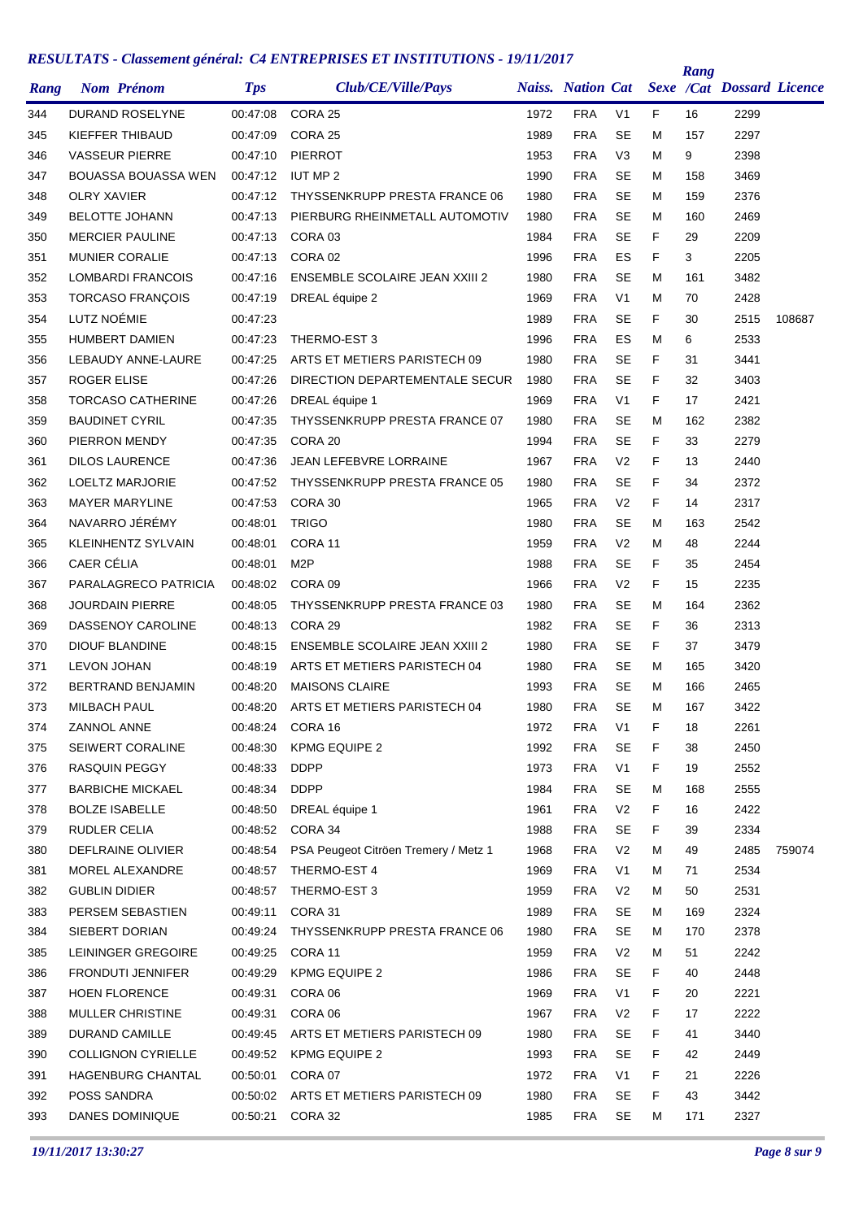# RESULTATS - Classement général: C4 ENTREPRISES ET INSTITUTIONS - 19/11/2017

| Rang | Nom Prénom | Tps | Club/CE/Ville/Pays | Naiss. | Nation | Cat | Sexe | Rang /Cat | Dossard | Licence |
|---|---|---|---|---|---|---|---|---|---|---|
| 344 | DURAND ROSELYNE | 00:47:08 | CORA 25 | 1972 | FRA | V1 | F | 16 | 2299 | |
| 345 | KIEFFER THIBAUD | 00:47:09 | CORA 25 | 1989 | FRA | SE | M | 157 | 2297 | |
| 346 | VASSEUR PIERRE | 00:47:10 | PIERROT | 1953 | FRA | V3 | M | 9 | 2398 | |
| 347 | BOUASSA BOUASSA WEN | 00:47:12 | IUT MP 2 | 1990 | FRA | SE | M | 158 | 3469 | |
| 348 | OLRY XAVIER | 00:47:12 | THYSSENKRUPP PRESTA FRANCE 06 | 1980 | FRA | SE | M | 159 | 2376 | |
| 349 | BELOTTE JOHANN | 00:47:13 | PIERBURG RHEINMETALL AUTOMOTIV | 1980 | FRA | SE | M | 160 | 2469 | |
| 350 | MERCIER PAULINE | 00:47:13 | CORA 03 | 1984 | FRA | SE | F | 29 | 2209 | |
| 351 | MUNIER CORALIE | 00:47:13 | CORA 02 | 1996 | FRA | ES | F | 3 | 2205 | |
| 352 | LOMBARDI FRANCOIS | 00:47:16 | ENSEMBLE SCOLAIRE JEAN XXIII 2 | 1980 | FRA | SE | M | 161 | 3482 | |
| 353 | TORCASO FRANÇOIS | 00:47:19 | DREAL équipe 2 | 1969 | FRA | V1 | M | 70 | 2428 | |
| 354 | LUTZ NOÉMIE | 00:47:23 | | 1989 | FRA | SE | F | 30 | 2515 | 108687 |
| 355 | HUMBERT DAMIEN | 00:47:23 | THERMO-EST 3 | 1996 | FRA | ES | M | 6 | 2533 | |
| 356 | LEBAUDY ANNE-LAURE | 00:47:25 | ARTS ET METIERS PARISTECH 09 | 1980 | FRA | SE | F | 31 | 3441 | |
| 357 | ROGER ELISE | 00:47:26 | DIRECTION DEPARTEMENTALE SECUR | 1980 | FRA | SE | F | 32 | 3403 | |
| 358 | TORCASO CATHERINE | 00:47:26 | DREAL équipe 1 | 1969 | FRA | V1 | F | 17 | 2421 | |
| 359 | BAUDINET CYRIL | 00:47:35 | THYSSENKRUPP PRESTA FRANCE 07 | 1980 | FRA | SE | M | 162 | 2382 | |
| 360 | PIERRON MENDY | 00:47:35 | CORA 20 | 1994 | FRA | SE | F | 33 | 2279 | |
| 361 | DILOS LAURENCE | 00:47:36 | JEAN LEFEBVRE LORRAINE | 1967 | FRA | V2 | F | 13 | 2440 | |
| 362 | LOELTZ MARJORIE | 00:47:52 | THYSSENKRUPP PRESTA FRANCE 05 | 1980 | FRA | SE | F | 34 | 2372 | |
| 363 | MAYER MARYLINE | 00:47:53 | CORA 30 | 1965 | FRA | V2 | F | 14 | 2317 | |
| 364 | NAVARRO JÉRÉMY | 00:48:01 | TRIGO | 1980 | FRA | SE | M | 163 | 2542 | |
| 365 | KLEINHENTZ SYLVAIN | 00:48:01 | CORA 11 | 1959 | FRA | V2 | M | 48 | 2244 | |
| 366 | CAER CÉLIA | 00:48:01 | M2P | 1988 | FRA | SE | F | 35 | 2454 | |
| 367 | PARALAGRECO PATRICIA | 00:48:02 | CORA 09 | 1966 | FRA | V2 | F | 15 | 2235 | |
| 368 | JOURDAIN PIERRE | 00:48:05 | THYSSENKRUPP PRESTA FRANCE 03 | 1980 | FRA | SE | M | 164 | 2362 | |
| 369 | DASSENOY CAROLINE | 00:48:13 | CORA 29 | 1982 | FRA | SE | F | 36 | 2313 | |
| 370 | DIOUF BLANDINE | 00:48:15 | ENSEMBLE SCOLAIRE JEAN XXIII 2 | 1980 | FRA | SE | F | 37 | 3479 | |
| 371 | LEVON JOHAN | 00:48:19 | ARTS ET METIERS PARISTECH 04 | 1980 | FRA | SE | M | 165 | 3420 | |
| 372 | BERTRAND BENJAMIN | 00:48:20 | MAISONS CLAIRE | 1993 | FRA | SE | M | 166 | 2465 | |
| 373 | MILBACH PAUL | 00:48:20 | ARTS ET METIERS PARISTECH 04 | 1980 | FRA | SE | M | 167 | 3422 | |
| 374 | ZANNOL ANNE | 00:48:24 | CORA 16 | 1972 | FRA | V1 | F | 18 | 2261 | |
| 375 | SEIWERT CORALINE | 00:48:30 | KPMG EQUIPE 2 | 1992 | FRA | SE | F | 38 | 2450 | |
| 376 | RASQUIN PEGGY | 00:48:33 | DDPP | 1973 | FRA | V1 | F | 19 | 2552 | |
| 377 | BARBICHE MICKAEL | 00:48:34 | DDPP | 1984 | FRA | SE | M | 168 | 2555 | |
| 378 | BOLZE ISABELLE | 00:48:50 | DREAL équipe 1 | 1961 | FRA | V2 | F | 16 | 2422 | |
| 379 | RUDLER CELIA | 00:48:52 | CORA 34 | 1988 | FRA | SE | F | 39 | 2334 | |
| 380 | DEFLRAINE OLIVIER | 00:48:54 | PSA Peugeot Citröen Tremery / Metz 1 | 1968 | FRA | V2 | M | 49 | 2485 | 759074 |
| 381 | MOREL ALEXANDRE | 00:48:57 | THERMO-EST 4 | 1969 | FRA | V1 | M | 71 | 2534 | |
| 382 | GUBLIN DIDIER | 00:48:57 | THERMO-EST 3 | 1959 | FRA | V2 | M | 50 | 2531 | |
| 383 | PERSEM SEBASTIEN | 00:49:11 | CORA 31 | 1989 | FRA | SE | M | 169 | 2324 | |
| 384 | SIEBERT DORIAN | 00:49:24 | THYSSENKRUPP PRESTA FRANCE 06 | 1980 | FRA | SE | M | 170 | 2378 | |
| 385 | LEININGER GREGOIRE | 00:49:25 | CORA 11 | 1959 | FRA | V2 | M | 51 | 2242 | |
| 386 | FRONDUTI JENNIFER | 00:49:29 | KPMG EQUIPE 2 | 1986 | FRA | SE | F | 40 | 2448 | |
| 387 | HOEN FLORENCE | 00:49:31 | CORA 06 | 1969 | FRA | V1 | F | 20 | 2221 | |
| 388 | MULLER CHRISTINE | 00:49:31 | CORA 06 | 1967 | FRA | V2 | F | 17 | 2222 | |
| 389 | DURAND CAMILLE | 00:49:45 | ARTS ET METIERS PARISTECH 09 | 1980 | FRA | SE | F | 41 | 3440 | |
| 390 | COLLIGNON CYRIELLE | 00:49:52 | KPMG EQUIPE 2 | 1993 | FRA | SE | F | 42 | 2449 | |
| 391 | HAGENBURG CHANTAL | 00:50:01 | CORA 07 | 1972 | FRA | V1 | F | 21 | 2226 | |
| 392 | POSS SANDRA | 00:50:02 | ARTS ET METIERS PARISTECH 09 | 1980 | FRA | SE | F | 43 | 3442 | |
| 393 | DANES DOMINIQUE | 00:50:21 | CORA 32 | 1985 | FRA | SE | M | 171 | 2327 | |

*19/11/2017 13:30:27*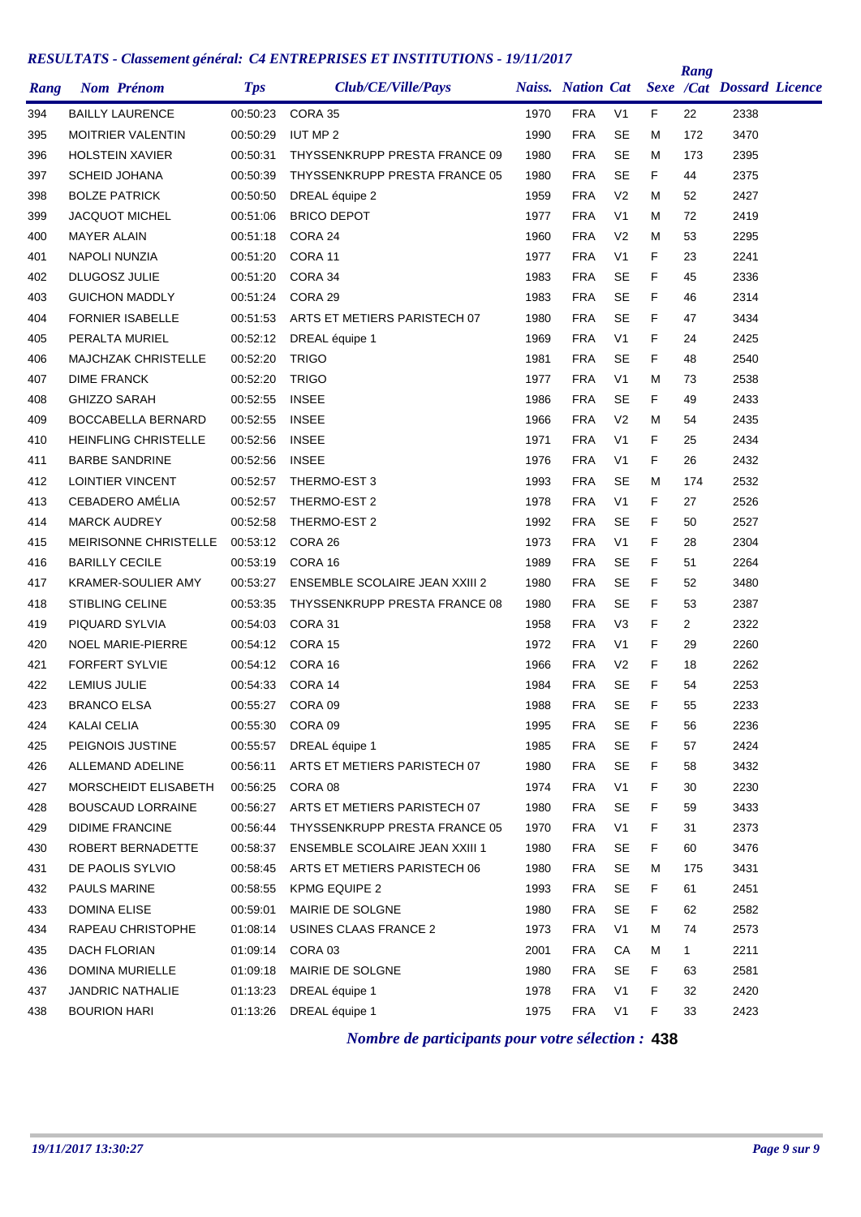## *RESULTATS - Classement général: C4 ENTREPRISES ET INSTITUTIONS - 19/11/2017*

| Rang | Nom Prénom | Tps | Club/CE/Ville/Pays | Naiss. | Nation | Cat | Sexe | Rang /Cat | Dossard | Licence |
|---|---|---|---|---|---|---|---|---|---|---|
| 394 | BAILLY LAURENCE | 00:50:23 | CORA 35 | 1970 | FRA | V1 | F | 22 | 2338 | |
| 395 | MOITRIER VALENTIN | 00:50:29 | IUT MP 2 | 1990 | FRA | SE | M | 172 | 3470 | |
| 396 | HOLSTEIN XAVIER | 00:50:31 | THYSSENKRUPP PRESTA FRANCE 09 | 1980 | FRA | SE | M | 173 | 2395 | |
| 397 | SCHEID JOHANA | 00:50:39 | THYSSENKRUPP PRESTA FRANCE 05 | 1980 | FRA | SE | F | 44 | 2375 | |
| 398 | BOLZE PATRICK | 00:50:50 | DREAL équipe 2 | 1959 | FRA | V2 | M | 52 | 2427 | |
| 399 | JACQUOT MICHEL | 00:51:06 | BRICO DEPOT | 1977 | FRA | V1 | M | 72 | 2419 | |
| 400 | MAYER ALAIN | 00:51:18 | CORA 24 | 1960 | FRA | V2 | M | 53 | 2295 | |
| 401 | NAPOLI NUNZIA | 00:51:20 | CORA 11 | 1977 | FRA | V1 | F | 23 | 2241 | |
| 402 | DLUGOSZ JULIE | 00:51:20 | CORA 34 | 1983 | FRA | SE | F | 45 | 2336 | |
| 403 | GUICHON MADDLY | 00:51:24 | CORA 29 | 1983 | FRA | SE | F | 46 | 2314 | |
| 404 | FORNIER ISABELLE | 00:51:53 | ARTS ET METIERS PARISTECH 07 | 1980 | FRA | SE | F | 47 | 3434 | |
| 405 | PERALTA MURIEL | 00:52:12 | DREAL équipe 1 | 1969 | FRA | V1 | F | 24 | 2425 | |
| 406 | MAJCHZAK CHRISTELLE | 00:52:20 | TRIGO | 1981 | FRA | SE | F | 48 | 2540 | |
| 407 | DIME FRANCK | 00:52:20 | TRIGO | 1977 | FRA | V1 | M | 73 | 2538 | |
| 408 | GHIZZO SARAH | 00:52:55 | INSEE | 1986 | FRA | SE | F | 49 | 2433 | |
| 409 | BOCCABELLA BERNARD | 00:52:55 | INSEE | 1966 | FRA | V2 | M | 54 | 2435 | |
| 410 | HEINFLING CHRISTELLE | 00:52:56 | INSEE | 1971 | FRA | V1 | F | 25 | 2434 | |
| 411 | BARBE SANDRINE | 00:52:56 | INSEE | 1976 | FRA | V1 | F | 26 | 2432 | |
| 412 | LOINTIER VINCENT | 00:52:57 | THERMO-EST 3 | 1993 | FRA | SE | M | 174 | 2532 | |
| 413 | CEBADERO AMÉLIA | 00:52:57 | THERMO-EST 2 | 1978 | FRA | V1 | F | 27 | 2526 | |
| 414 | MARCK AUDREY | 00:52:58 | THERMO-EST 2 | 1992 | FRA | SE | F | 50 | 2527 | |
| 415 | MEIRISONNE CHRISTELLE | 00:53:12 | CORA 26 | 1973 | FRA | V1 | F | 28 | 2304 | |
| 416 | BARILLY CECILE | 00:53:19 | CORA 16 | 1989 | FRA | SE | F | 51 | 2264 | |
| 417 | KRAMER-SOULIER AMY | 00:53:27 | ENSEMBLE SCOLAIRE JEAN XXIII 2 | 1980 | FRA | SE | F | 52 | 3480 | |
| 418 | STIBLING CELINE | 00:53:35 | THYSSENKRUPP PRESTA FRANCE 08 | 1980 | FRA | SE | F | 53 | 2387 | |
| 419 | PIQUARD SYLVIA | 00:54:03 | CORA 31 | 1958 | FRA | V3 | F | 2 | 2322 | |
| 420 | NOEL MARIE-PIERRE | 00:54:12 | CORA 15 | 1972 | FRA | V1 | F | 29 | 2260 | |
| 421 | FORFERT SYLVIE | 00:54:12 | CORA 16 | 1966 | FRA | V2 | F | 18 | 2262 | |
| 422 | LEMIUS JULIE | 00:54:33 | CORA 14 | 1984 | FRA | SE | F | 54 | 2253 | |
| 423 | BRANCO ELSA | 00:55:27 | CORA 09 | 1988 | FRA | SE | F | 55 | 2233 | |
| 424 | KALAI CELIA | 00:55:30 | CORA 09 | 1995 | FRA | SE | F | 56 | 2236 | |
| 425 | PEIGNOIS JUSTINE | 00:55:57 | DREAL équipe 1 | 1985 | FRA | SE | F | 57 | 2424 | |
| 426 | ALLEMAND ADELINE | 00:56:11 | ARTS ET METIERS PARISTECH 07 | 1980 | FRA | SE | F | 58 | 3432 | |
| 427 | MORSCHEIDT ELISABETH | 00:56:25 | CORA 08 | 1974 | FRA | V1 | F | 30 | 2230 | |
| 428 | BOUSCAUD LORRAINE | 00:56:27 | ARTS ET METIERS PARISTECH 07 | 1980 | FRA | SE | F | 59 | 3433 | |
| 429 | DIDIME FRANCINE | 00:56:44 | THYSSENKRUPP PRESTA FRANCE 05 | 1970 | FRA | V1 | F | 31 | 2373 | |
| 430 | ROBERT BERNADETTE | 00:58:37 | ENSEMBLE SCOLAIRE JEAN XXIII 1 | 1980 | FRA | SE | F | 60 | 3476 | |
| 431 | DE PAOLIS SYLVIO | 00:58:45 | ARTS ET METIERS PARISTECH 06 | 1980 | FRA | SE | M | 175 | 3431 | |
| 432 | PAULS MARINE | 00:58:55 | KPMG EQUIPE 2 | 1993 | FRA | SE | F | 61 | 2451 | |
| 433 | DOMINA ELISE | 00:59:01 | MAIRIE DE SOLGNE | 1980 | FRA | SE | F | 62 | 2582 | |
| 434 | RAPEAU CHRISTOPHE | 01:08:14 | USINES CLAAS FRANCE 2 | 1973 | FRA | V1 | M | 74 | 2573 | |
| 435 | DACH FLORIAN | 01:09:14 | CORA 03 | 2001 | FRA | CA | M | 1 | 2211 | |
| 436 | DOMINA MURIELLE | 01:09:18 | MAIRIE DE SOLGNE | 1980 | FRA | SE | F | 63 | 2581 | |
| 437 | JANDRIC NATHALIE | 01:13:23 | DREAL équipe 1 | 1978 | FRA | V1 | F | 32 | 2420 | |
| 438 | BOURION HARI | 01:13:26 | DREAL équipe 1 | 1975 | FRA | V1 | F | 33 | 2423 | |

*Nombre de participants pour votre sélection :* **438**

*19/11/2017 13:30:27*